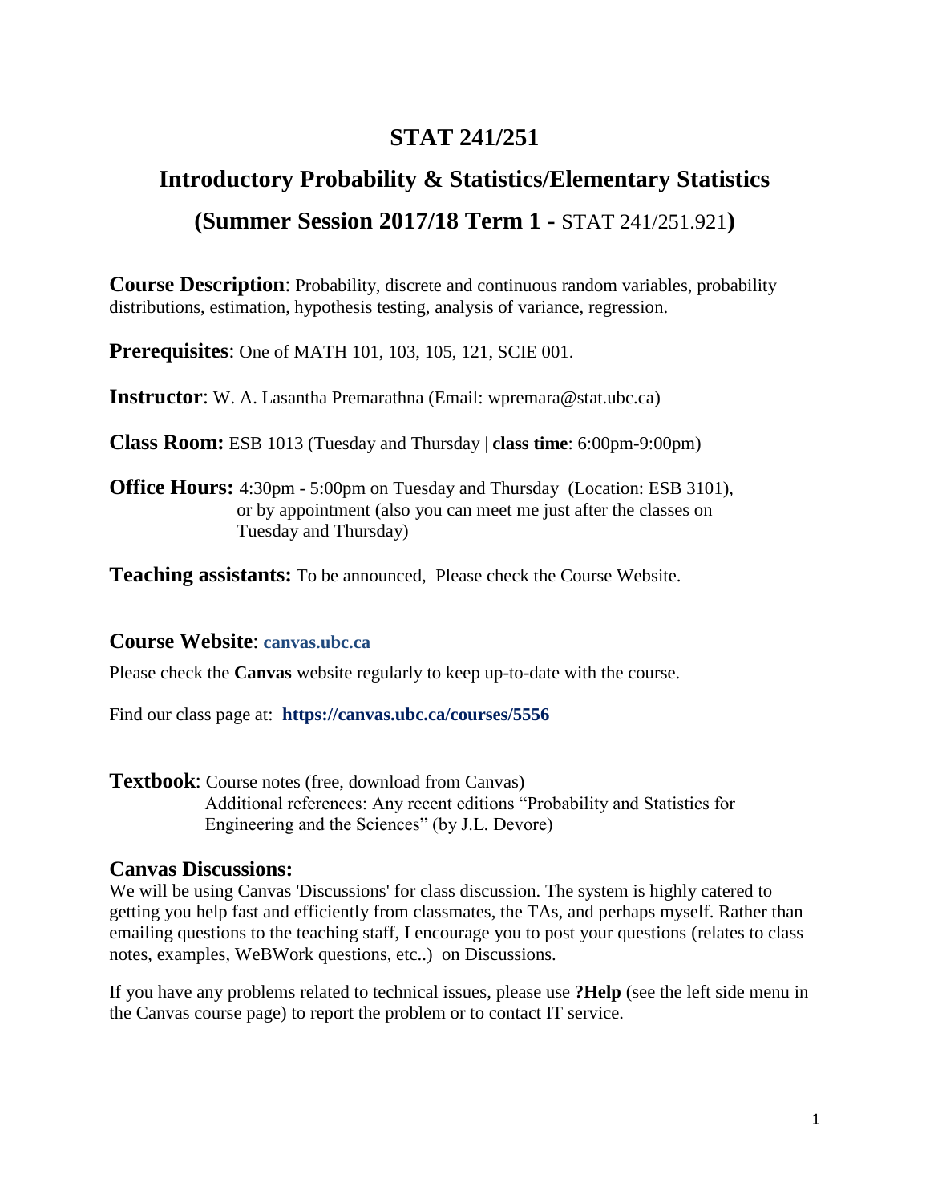# STAT 241/251

## Introductory Probability & Statistics/Elementary Statistics

## (Summer Session 2017/18 Term 1 - STAT 241/251.921)

**Course Description**: Probability, discrete and continuous random variables, probability distributions, estimation, hypothesis testing, analysis of variance, regression.

**Prerequisites**: One of MATH 101, 103, 105, 121, SCIE 001.

**Instructor**: W. A. Lasantha Premarathna (Email: wpremara@stat.ubc.ca)

**Class Room:** ESB 1013 (Tuesday and Thursday | **class time**: 6:00pm-9:00pm)

**Office Hours:** 4:30pm - 5:00pm on Tuesday and Thursday (Location: ESB 3101), or by appointment (also you can meet me just after the classes on Tuesday and Thursday)

**Teaching assistants:** To be announced, Please check the Course Website.

### Course Website: canvas.ubc.ca

Please check the **Canvas** website regularly to keep up-to-date with the course.

Find our class page at: **https://canvas.ubc.ca/courses/5556**

**Textbook**: Course notes (free, download from Canvas)
Additional references: Any recent editions "Probability and Statistics for Engineering and the Sciences" (by J.L. Devore)

### Canvas Discussions:

We will be using Canvas 'Discussions' for class discussion. The system is highly catered to getting you help fast and efficiently from classmates, the TAs, and perhaps myself. Rather than emailing questions to the teaching staff, I encourage you to post your questions (relates to class notes, examples, WeBWork questions, etc..) on Discussions.

If you have any problems related to technical issues, please use **?Help** (see the left side menu in the Canvas course page) to report the problem or to contact IT service.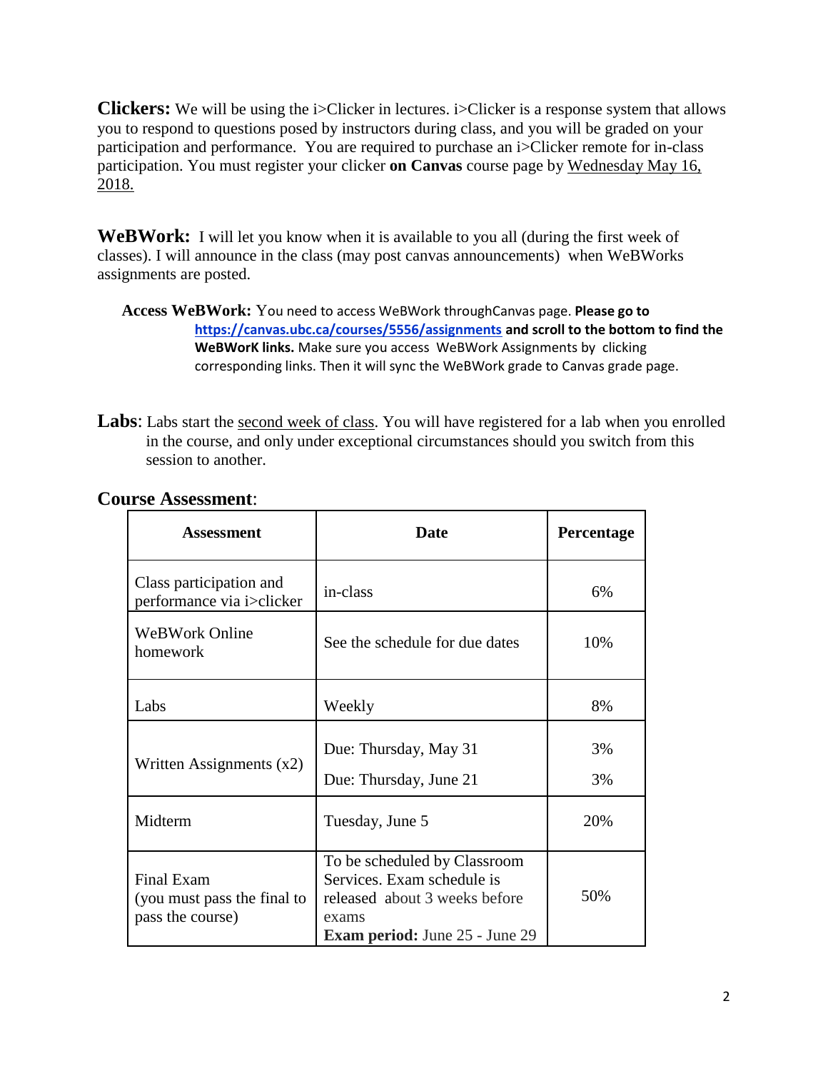**Clickers:** We will be using the i>Clicker in lectures. i>Clicker is a response system that allows you to respond to questions posed by instructors during class, and you will be graded on your participation and performance. You are required to purchase an i>Clicker remote for in-class participation. You must register your clicker **on Canvas** course page by Wednesday May 16, 2018.

**WeBWork:** I will let you know when it is available to you all (during the first week of classes). I will announce in the class (may post canvas announcements) when WeBWorks assignments are posted.

> **Access WeBWork:** You need to access WeBWork throughCanvas page. **Please go to [https://canvas.ubc.ca/courses/5556/assignments](https://canvas.ubc.ca/courses/5556/assignments) and scroll to the bottom to find the WeBWorK links.** Make sure you access WeBWork Assignments by clicking corresponding links. Then it will sync the WeBWork grade to Canvas grade page.

**Labs**: Labs start the second week of class. You will have registered for a lab when you enrolled in the course, and only under exceptional circumstances should you switch from this session to another.

## Course Assessment:

| Assessment | Date | Percentage |
|---|---|---|
| Class participation and performance via i>clicker | in-class | 6% |
| WeBWork Online homework | See the schedule for due dates | 10% |
| Labs | Weekly | 8% |
| Written Assignments (x2) | Due: Thursday, May 31<br>Due: Thursday, June 21 | 3%<br>3% |
| Midterm | Tuesday, June 5 | 20% |
| Final Exam (you must pass the final to pass the course) | To be scheduled by Classroom Services. Exam schedule is released about 3 weeks before exams<br>**Exam period:** June 25 - June 29 | 50% |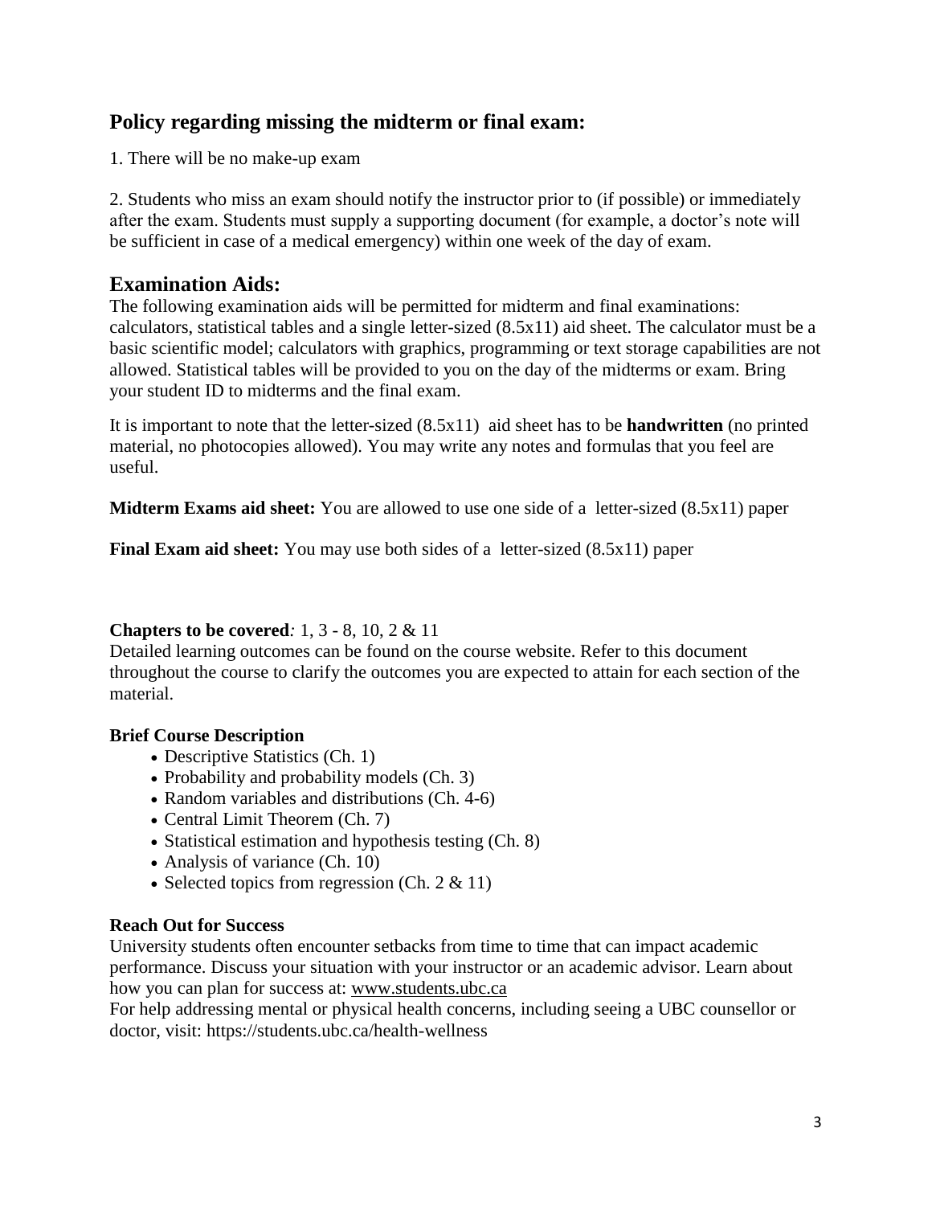## Policy regarding missing the midterm or final exam:

1. There will be no make-up exam

2. Students who miss an exam should notify the instructor prior to (if possible) or immediately after the exam. Students must supply a supporting document (for example, a doctor's note will be sufficient in case of a medical emergency) within one week of the day of exam.

## Examination Aids:

The following examination aids will be permitted for midterm and final examinations: calculators, statistical tables and a single letter-sized (8.5x11) aid sheet. The calculator must be a basic scientific model; calculators with graphics, programming or text storage capabilities are not allowed. Statistical tables will be provided to you on the day of the midterms or exam. Bring your student ID to midterms and the final exam.

It is important to note that the letter-sized (8.5x11) aid sheet has to be **handwritten** (no printed material, no photocopies allowed). You may write any notes and formulas that you feel are useful.

**Midterm Exams aid sheet:** You are allowed to use one side of a letter-sized (8.5x11) paper

**Final Exam aid sheet:** You may use both sides of a letter-sized (8.5x11) paper

**Chapters to be covered**: 1, 3 - 8, 10, 2 & 11

Detailed learning outcomes can be found on the course website. Refer to this document throughout the course to clarify the outcomes you are expected to attain for each section of the material.

**Brief Course Description**

- Descriptive Statistics (Ch. 1)
- Probability and probability models (Ch. 3)
- Random variables and distributions (Ch. 4-6)
- Central Limit Theorem (Ch. 7)
- Statistical estimation and hypothesis testing (Ch. 8)
- Analysis of variance (Ch. 10)
- Selected topics from regression (Ch. 2 & 11)

**Reach Out for Success**

University students often encounter setbacks from time to time that can impact academic performance. Discuss your situation with your instructor or an academic advisor. Learn about how you can plan for success at: www.students.ubc.ca

For help addressing mental or physical health concerns, including seeing a UBC counsellor or doctor, visit: https://students.ubc.ca/health-wellness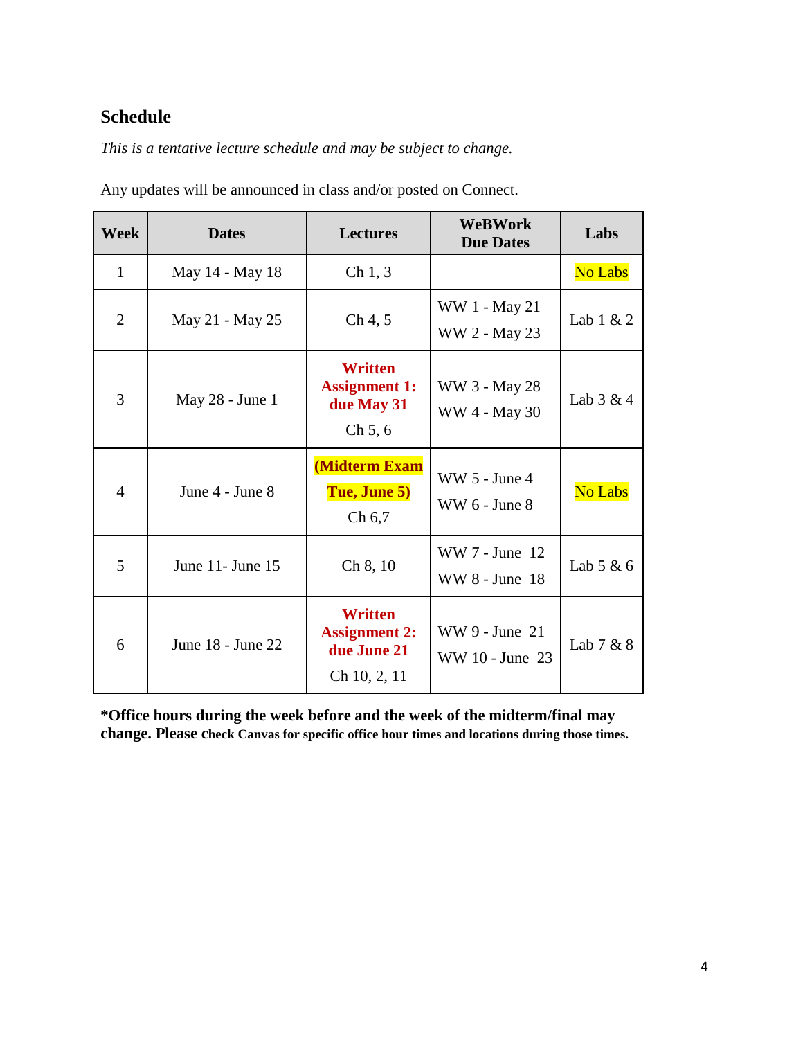## Schedule

*This is a tentative lecture schedule and may be subject to change.*

Any updates will be announced in class and/or posted on Connect.

| Week | Dates | Lectures | WeBWork Due Dates | Labs |
|---|---|---|---|---|
| 1 | May 14 - May 18 | Ch 1, 3 | | No Labs |
| 2 | May 21 - May 25 | Ch 4, 5 | WW 1 - May 21<br>WW 2 - May 23 | Lab 1 & 2 |
| 3 | May 28 - June 1 | **Written Assignment 1: due May 31**<br>Ch 5, 6 | WW 3 - May 28<br>WW 4 - May 30 | Lab 3 & 4 |
| 4 | June 4 - June 8 | **(Midterm Exam Tue, June 5)**<br>Ch 6,7 | WW 5 - June 4<br>WW 6 - June 8 | No Labs |
| 5 | June 11- June 15 | Ch 8, 10 | WW 7 - June 12<br>WW 8 - June 18 | Lab 5 & 6 |
| 6 | June 18 - June 22 | **Written Assignment 2: due June 21**<br>Ch 10, 2, 11 | WW 9 - June 21<br>WW 10 - June 23 | Lab 7 & 8 |

**\*Office hours during the week before and the week of the midterm/final may change. Please check Canvas for specific office hour times and locations during those times.**